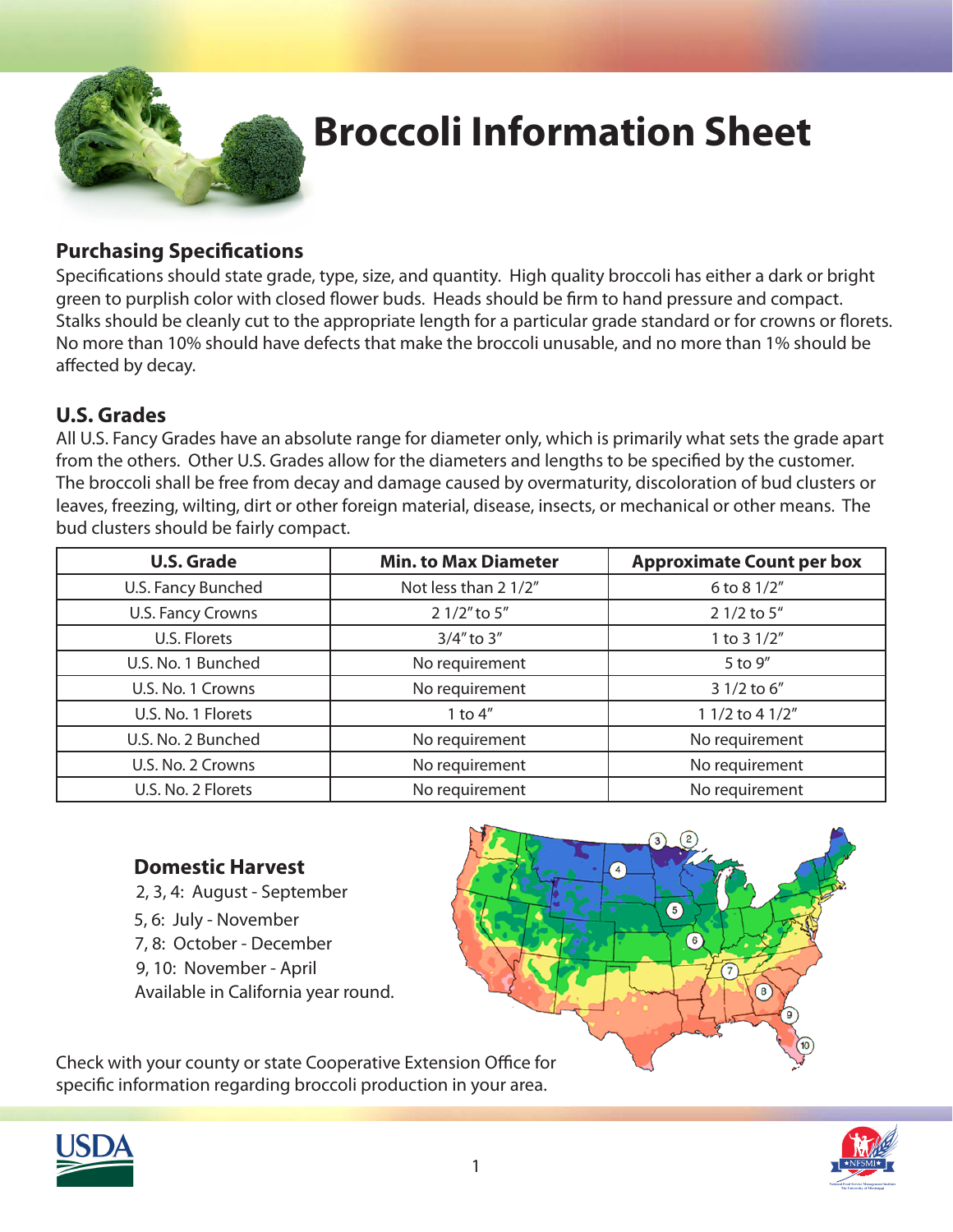# Broccoli Information Sheet

## Purchasing Specifications

Specifications should state grade, type, size, and quantity. High quality broccoli has either a dark or bright green to purplish color with closed flower buds. Heads should be firm to hand pressure and compact. Stalks should be cleanly cut to the appropriate length for a particular grade standard or for crowns or florets. No more than 10% should have defects that make the broccoli unusable, and no more than 1% should be affected by decay.

## U.S. Grades

All U.S. Fancy Grades have an absolute range for diameter only, which is primarily what sets the grade apart from the others. Other U.S. Grades allow for the diameters and lengths to be specified by the customer. The broccoli shall be free from decay and damage caused by overmaturity, discoloration of bud clusters or leaves, freezing, wilting, dirt or other foreign material, disease, insects, or mechanical or other means. The bud clusters should be fairly compact.

| U.S. Grade | Min. to Max Diameter | Approximate Count per box |
|---|---|---|
| U.S. Fancy Bunched | Not less than 2 1/2" | 6 to 8 1/2" |
| U.S. Fancy Crowns | 2 1/2" to 5" | 2 1/2 to 5" |
| U.S. Florets | 3/4" to 3" | 1 to 3 1/2" |
| U.S. No. 1 Bunched | No requirement | 5 to 9" |
| U.S. No. 1 Crowns | No requirement | 3 1/2 to 6" |
| U.S. No. 1 Florets | 1 to 4" | 1 1/2 to 4 1/2" |
| U.S. No. 2 Bunched | No requirement | No requirement |
| U.S. No. 2 Crowns | No requirement | No requirement |
| U.S. No. 2 Florets | No requirement | No requirement |

### Domestic Harvest

2, 3, 4: August - September
5, 6: July - November
7, 8: October - December
9, 10: November - April
Available in California year round.

Check with your county or state Cooperative Extension Office for specific information regarding broccoli production in your area.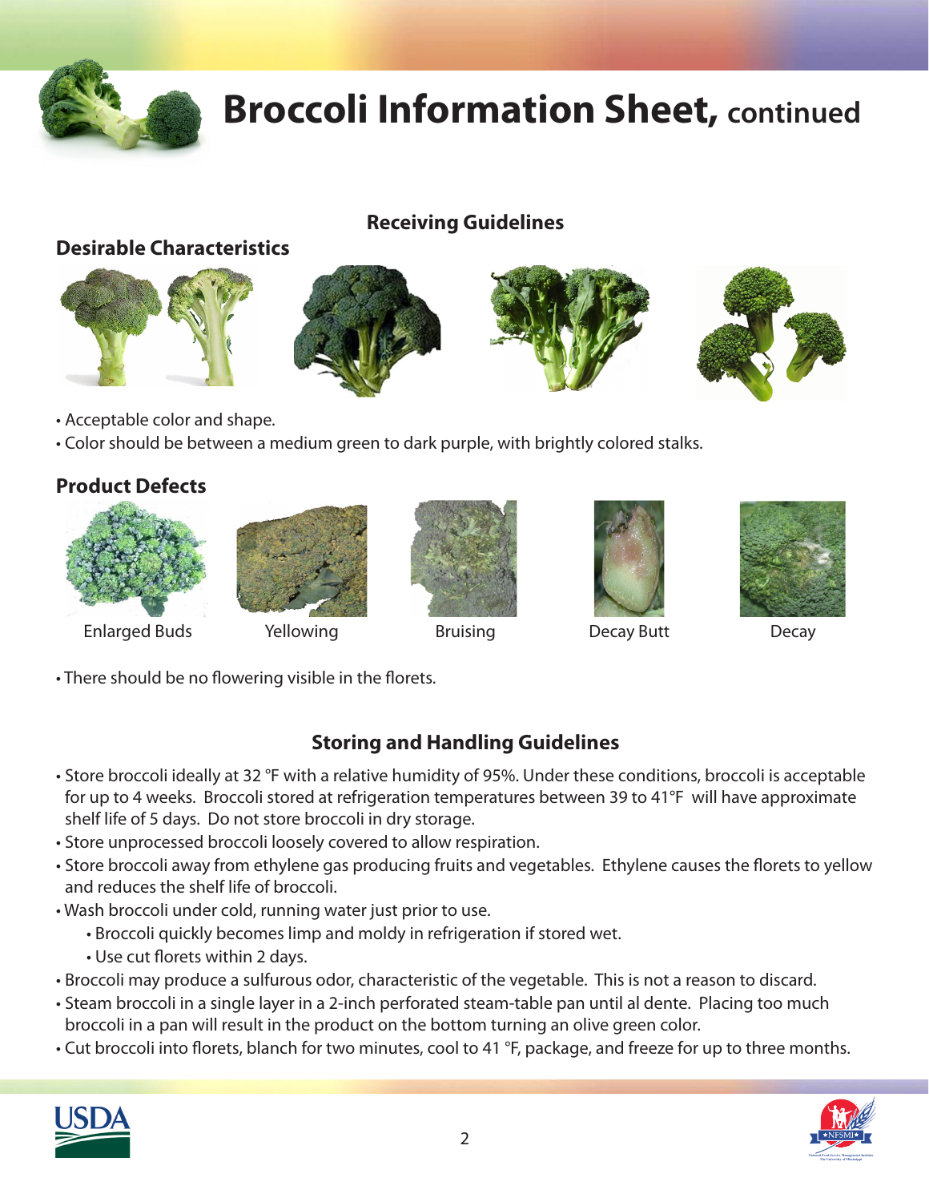# Broccoli Information Sheet, continued

## Receiving Guidelines

### Desirable Characteristics

- Acceptable color and shape.
- Color should be between a medium green to dark purple, with brightly colored stalks.

### Product Defects

Enlarged Buds

Yellowing

Bruising

Decay Butt

Decay

- There should be no flowering visible in the florets.

## Storing and Handling Guidelines

- Store broccoli ideally at 32 °F with a relative humidity of 95%. Under these conditions, broccoli is acceptable for up to 4 weeks. Broccoli stored at refrigeration temperatures between 39 to 41°F will have approximate shelf life of 5 days. Do not store broccoli in dry storage.
- Store unprocessed broccoli loosely covered to allow respiration.
- Store broccoli away from ethylene gas producing fruits and vegetables. Ethylene causes the florets to yellow and reduces the shelf life of broccoli.
- Wash broccoli under cold, running water just prior to use.
  - Broccoli quickly becomes limp and moldy in refrigeration if stored wet.
  - Use cut florets within 2 days.
- Broccoli may produce a sulfurous odor, characteristic of the vegetable. This is not a reason to discard.
- Steam broccoli in a single layer in a 2-inch perforated steam-table pan until al dente. Placing too much broccoli in a pan will result in the product on the bottom turning an olive green color.
- Cut broccoli into florets, blanch for two minutes, cool to 41 °F, package, and freeze for up to three months.